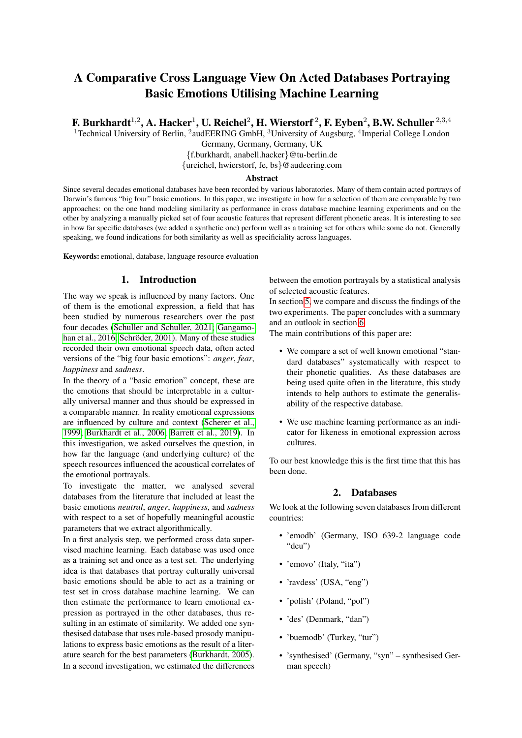# A Comparative Cross Language View On Acted Databases Portraying Basic Emotions Utilising Machine Learning

**F. Burkhardt[1,2], A. Hacker[1], U. Reichel[2], H. Wierstorf[2], F. Eyben[2], B.W. Schuller[2,3,4]**

[1]Technical University of Berlin, [2]audEERING GmbH, [3]University of Augsburg, [4]Imperial College London
Germany, Germany, Germany, UK
{f.burkhardt, anabell.hacker}@tu-berlin.de
{ureichel, hwierstorf, fe, bs}@audeering.com

### Abstract

Since several decades emotional databases have been recorded by various laboratories. Many of them contain acted portrays of Darwin's famous "big four" basic emotions. In this paper, we investigate in how far a selection of them are comparable by two approaches: on the one hand modeling similarity as performance in cross database machine learning experiments and on the other by analyzing a manually picked set of four acoustic features that represent different phonetic areas. It is interesting to see in how far specific databases (we added a synthetic one) perform well as a training set for others while some do not. Generally speaking, we found indications for both similarity as well as specificiality across languages.

**Keywords:** emotional, database, language resource evaluation

## 1. Introduction

The way we speak is influenced by many factors. One of them is the emotional expression, a field that has been studied by numerous researchers over the past four decades (Schuller and Schuller, 2021; Gangamohan et al., 2016; Schröder, 2001). Many of these studies recorded their own emotional speech data, often acted versions of the "big four basic emotions": *anger*, *fear*, *happiness* and *sadness*.

In the theory of a "basic emotion" concept, these are the emotions that should be interpretable in a culturally universal manner and thus should be expressed in a comparable manner. In reality emotional expressions are influenced by culture and context (Scherer et al., 1999; Burkhardt et al., 2006; Barrett et al., 2019). In this investigation, we asked ourselves the question, in how far the language (and underlying culture) of the speech resources influenced the acoustical correlates of the emotional portrayals.

To investigate the matter, we analysed several databases from the literature that included at least the basic emotions *neutral*, *anger*, *happiness*, and *sadness* with respect to a set of hopefully meaningful acoustic parameters that we extract algorithmically.

In a first analysis step, we performed cross data supervised machine learning. Each database was used once as a training set and once as a test set. The underlying idea is that databases that portray culturally universal basic emotions should be able to act as a training or test set in cross database machine learning. We can then estimate the performance to learn emotional expression as portrayed in the other databases, thus resulting in an estimate of similarity. We added one synthesised database that uses rule-based prosody manipulations to express basic emotions as the result of a literature search for the best parameters (Burkhardt, 2005).

In a second investigation, we estimated the differences between the emotion portrayals by a statistical analysis of selected acoustic features.

In section 5, we compare and discuss the findings of the two experiments. The paper concludes with a summary and an outlook in section 6.

The main contributions of this paper are:

- We compare a set of well known emotional "standard databases" systematically with respect to their phonetic qualities. As these databases are being used quite often in the literature, this study intends to help authors to estimate the generalisability of the respective database.
- We use machine learning performance as an indicator for likeness in emotional expression across cultures.

To our best knowledge this is the first time that this has been done.

## 2. Databases

We look at the following seven databases from different countries:

- 'emodb' (Germany, ISO 639-2 language code "deu")
- 'emovo' (Italy, "ita")
- 'ravdess' (USA, "eng")
- 'polish' (Poland, "pol")
- 'des' (Denmark, "dan")
- 'buemodb' (Turkey, "tur")
- 'synthesised' (Germany, "syn" – synthesised German speech)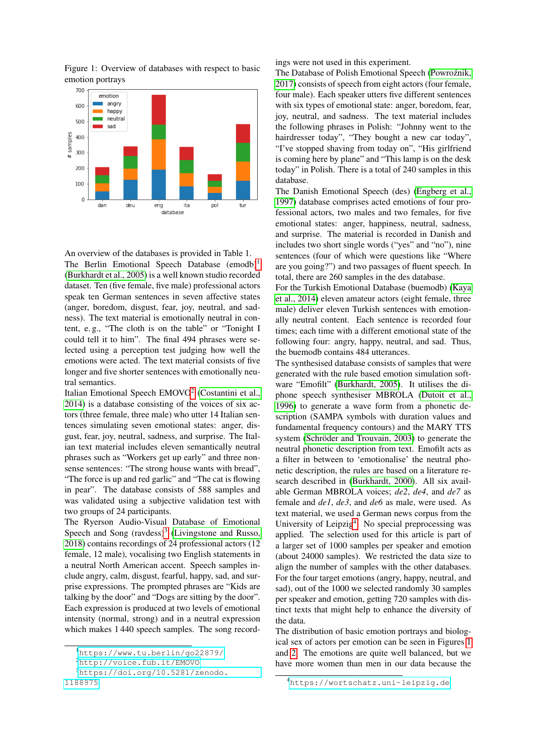Figure 1: Overview of databases with respect to basic emotion portrays

An overview of the databases is provided in Table 1.

The Berlin Emotional Speech Database (emodb)[1] (Burkhardt et al., 2005) is a well known studio recorded dataset. Ten (five female, five male) professional actors speak ten German sentences in seven affective states (anger, boredom, disgust, fear, joy, neutral, and sadness). The text material is emotionally neutral in content, e. g., "The cloth is on the table" or "Tonight I could tell it to him". The final 494 phrases were selected using a perception test judging how well the emotions were acted. The text material consists of five longer and five shorter sentences with emotionally neutral semantics.

Italian Emotional Speech EMOVO[2] (Costantini et al., 2014) is a database consisting of the voices of six actors (three female, three male) who utter 14 Italian sentences simulating seven emotional states: anger, disgust, fear, joy, neutral, sadness, and surprise. The Italian text material includes eleven semantically neutral phrases such as "Workers get up early" and three nonsense sentences: "The strong house wants with bread", "The force is up and red garlic" and "The cat is flowing in pear". The database consists of 588 samples and was validated using a subjective validation test with two groups of 24 participants.

The Ryerson Audio-Visual Database of Emotional Speech and Song (ravdess)[3] (Livingstone and Russo, 2018) contains recordings of 24 professional actors (12 female, 12 male), vocalising two English statements in a neutral North American accent. Speech samples include angry, calm, disgust, fearful, happy, sad, and surprise expressions. The prompted phrases are "Kids are talking by the door" and "Dogs are sitting by the door". Each expression is produced at two levels of emotional intensity (normal, strong) and in a neutral expression which makes 1 440 speech samples. The song recordings were not used in this experiment.

The Database of Polish Emotional Speech (Powroźnik, 2017) consists of speech from eight actors (four female, four male). Each speaker utters five different sentences with six types of emotional state: anger, boredom, fear, joy, neutral, and sadness. The text material includes the following phrases in Polish: "Johnny went to the hairdresser today", "They bought a new car today", "I've stopped shaving from today on", "His girlfriend is coming here by plane" and "This lamp is on the desk today" in Polish. There is a total of 240 samples in this database.

The Danish Emotional Speech (des) (Engberg et al., 1997) database comprises acted emotions of four professional actors, two males and two females, for five emotional states: anger, happiness, neutral, sadness, and surprise. The material is recorded in Danish and includes two short single words ("yes" and "no"), nine sentences (four of which were questions like "Where are you going?") and two passages of fluent speech. In total, there are 260 samples in the des database.

For the Turkish Emotional Database (buemodb) (Kaya et al., 2014) eleven amateur actors (eight female, three male) deliver eleven Turkish sentences with emotionally neutral content. Each sentence is recorded four times; each time with a different emotional state of the following four: angry, happy, neutral, and sad. Thus, the buemodb contains 484 utterances.

The synthesised database consists of samples that were generated with the rule based emotion simulation software "Emofilt" (Burkhardt, 2005). It utilises the diphone speech synthesiser MBROLA (Dutoit et al., 1996) to generate a wave form from a phonetic description (SAMPA symbols with duration values and fundamental frequency contours) and the MARY TTS system (Schröder and Trouvain, 2003) to generate the neutral phonetic description from text. Emofilt acts as a filter in between to 'emotionalise' the neutral phonetic description, the rules are based on a literature research described in (Burkhardt, 2000). All six available German MBROLA voices; *de2*, *de4*, and *de7* as female and *de1*, *de3*, and *de6* as male, were used. As text material, we used a German news corpus from the University of Leipzig[4]. No special preprocessing was applied. The selection used for this article is part of a larger set of 1000 samples per speaker and emotion (about 24000 samples). We restricted the data size to align the number of samples with the other databases. For the four target emotions (angry, happy, neutral, and sad), out of the 1000 we selected randomly 30 samples per speaker and emotion, getting 720 samples with distinct texts that might help to enhance the diversity of the data.

The distribution of basic emotion portrays and biological sex of actors per emotion can be seen in Figures 1 and 2. The emotions are quite well balanced, but we have more women than men in our data because the

[1] https://www.tu.berlin/go22879/

[2] http://voice.fub.it/EMOVO

[3] https://doi.org/10.5281/zenodo.1188975

[4] https://wortschatz.uni-leipzig.de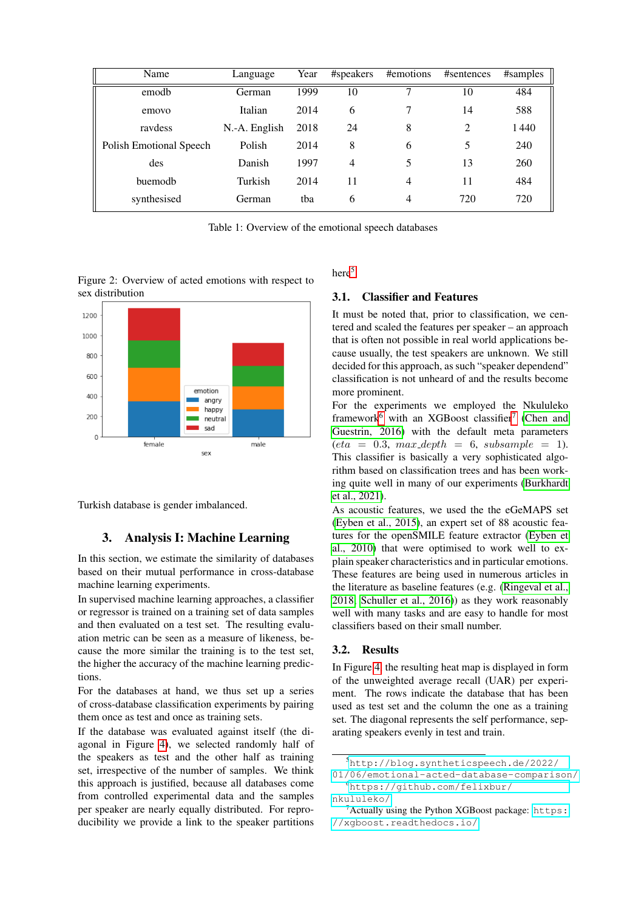| Name | Language | Year | #speakers | #emotions | #sentences | #samples |
|---|---|---|---|---|---|---|
| emodb | German | 1999 | 10 | 7 | 10 | 484 |
| emovo | Italian | 2014 | 6 | 7 | 14 | 588 |
| ravdess | N.-A. English | 2018 | 24 | 8 | 2 | 1 440 |
| Polish Emotional Speech | Polish | 2014 | 8 | 6 | 5 | 240 |
| des | Danish | 1997 | 4 | 5 | 13 | 260 |
| buemodb | Turkish | 2014 | 11 | 4 | 11 | 484 |
| synthesised | German | tba | 6 | 4 | 720 | 720 |

Table 1: Overview of the emotional speech databases

Figure 2: Overview of acted emotions with respect to sex distribution

Turkish database is gender imbalanced.

## 3. Analysis I: Machine Learning

In this section, we estimate the similarity of databases based on their mutual performance in cross-database machine learning experiments.

In supervised machine learning approaches, a classifier or regressor is trained on a training set of data samples and then evaluated on a test set. The resulting evaluation metric can be seen as a measure of likeness, because the more similar the training is to the test set, the higher the accuracy of the machine learning predictions.

For the databases at hand, we thus set up a series of cross-database classification experiments by pairing them once as test and once as training sets.

If the database was evaluated against itself (the diagonal in Figure 4), we selected randomly half of the speakers as test and the other half as training set, irrespective of the number of samples. We think this approach is justified, because all databases come from controlled experimental data and the samples per speaker are nearly equally distributed. For reproducibility we provide a link to the speaker partitions here[5]

### 3.1. Classifier and Features

It must be noted that, prior to classification, we centered and scaled the features per speaker – an approach that is often not possible in real world applications because usually, the test speakers are unknown. We still decided for this approach, as such "speaker dependend" classification is not unheard of and the results become more prominent.

For the experiments we employed the Nkululeko framework[6] with an XGBoost classifier[7] (Chen and Guestrin, 2016) with the default parameters ($eta = 0.3$, $max\_depth = 6$, $subsample = 1$). This classifier is basically a very sophisticated algorithm based on classification trees and has been working quite well in many of our experiments (Burkhardt et al., 2021).

As acoustic features, we used the the eGeMAPS set (Eyben et al., 2015), an expert set of 88 acoustic features for the openSMILE feature extractor (Eyben et al., 2010) that were optimised to work well to explain speaker characteristics and in particular emotions. These features are being used in numerous articles in the literature as baseline features (e.g. (Ringeval et al., 2018; Schuller et al., 2016)) as they work reasonably well with many tasks and are easy to handle for most classifiers based on their small number.

### 3.2. Results

In Figure 4, the resulting heat map is displayed in form of the unweighted average recall (UAR) per experiment. The rows indicate the database that has been used as test set and the column the one as a training set. The diagonal represents the self performance, separating speakers evenly in test and train.

[5] http://blog.syntheticspeech.de/2022/01/06/emotional-acted-database-comparison/

[6] https://github.com/felixbur/nkululeko/

[7] Actually using the Python XGBoost package: https://xgboost.readthedocs.io/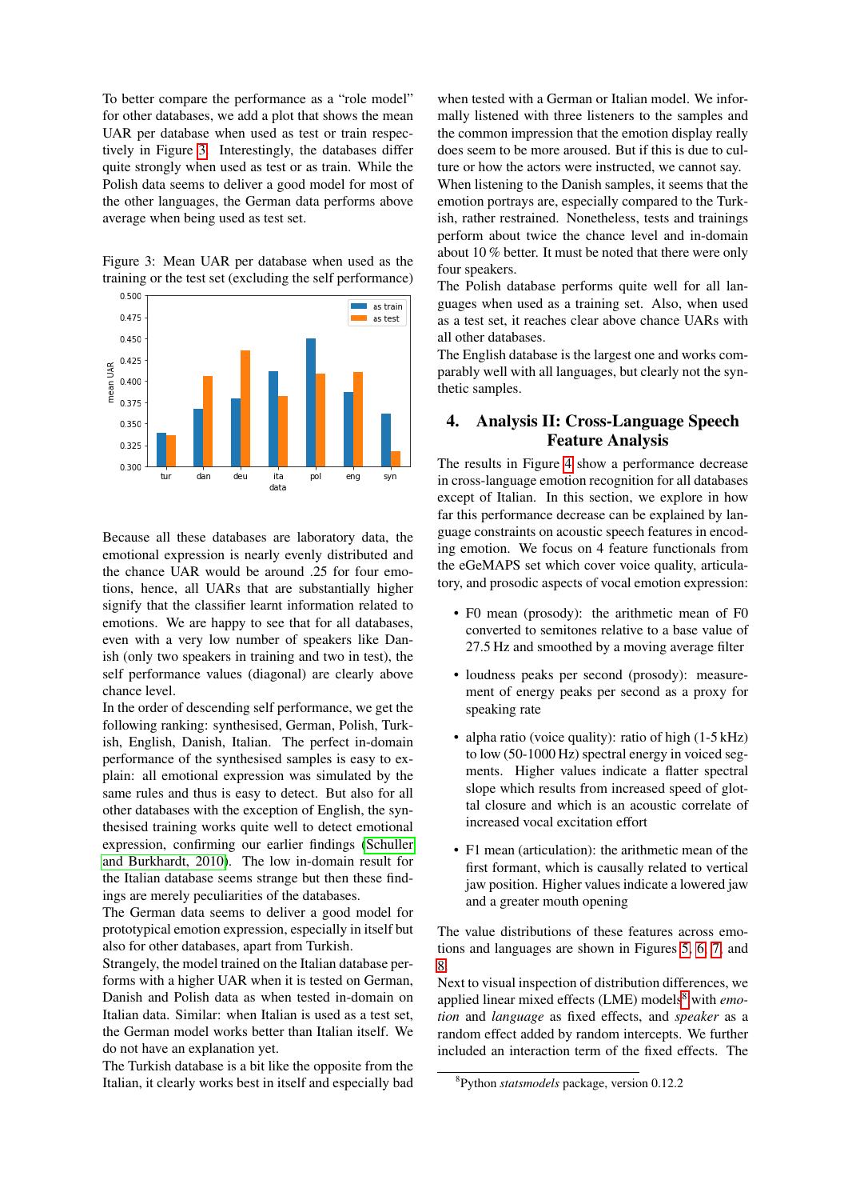To better compare the performance as a "role model" for other databases, we add a plot that shows the mean UAR per database when used as test or train respectively in Figure 3. Interestingly, the databases differ quite strongly when used as test or as train. While the Polish data seems to deliver a good model for most of the other languages, the German data performs above average when being used as test set.

Figure 3: Mean UAR per database when used as the training or the test set (excluding the self performance)

Because all these databases are laboratory data, the emotional expression is nearly evenly distributed and the chance UAR would be around .25 for four emotions, hence, all UARs that are substantially higher signify that the classifier learnt information related to emotions. We are happy to see that for all databases, even with a very low number of speakers like Danish (only two speakers in training and two in test), the self performance values (diagonal) are clearly above chance level.

In the order of descending self performance, we get the following ranking: synthesised, German, Polish, Turkish, English, Danish, Italian. The perfect in-domain performance of the synthesised samples is easy to explain: all emotional expression was simulated by the same rules and thus is easy to detect. But also for all other databases with the exception of English, the synthesised training works quite well to detect emotional expression, confirming our earlier findings (Schuller and Burkhardt, 2010). The low in-domain result for the Italian database seems strange but then these findings are merely peculiarities of the databases.

The German data seems to deliver a good model for prototypical emotion expression, especially in itself but also for other databases, apart from Turkish.

Strangely, the model trained on the Italian database performs with a higher UAR when it is tested on German, Danish and Polish data as when tested in-domain on Italian data. Similar: when Italian is used as a test set, the German model works better than Italian itself. We do not have an explanation yet.

The Turkish database is a bit like the opposite from the Italian, it clearly works best in itself and especially bad when tested with a German or Italian model. We informally listened with three listeners to the samples and the common impression that the emotion display really does seem to be more aroused. But if this is due to culture or how the actors were instructed, we cannot say.

When listening to the Danish samples, it seems that the emotion portrays are, especially compared to the Turkish, rather restrained. Nonetheless, tests and trainings perform about twice the chance level and in-domain about 10 % better. It must be noted that there were only four speakers.

The Polish database performs quite well for all languages when used as a training set. Also, when used as a test set, it reaches clear above chance UARs with all other databases.

The English database is the largest one and works comparably well with all languages, but clearly not the synthetic samples.

## 4. Analysis II: Cross-Language Speech Feature Analysis

The results in Figure 4 show a performance decrease in cross-language emotion recognition for all databases except of Italian. In this section, we explore in how far this performance decrease can be explained by language constraints on acoustic speech features in encoding emotion. We focus on 4 feature functionals from the eGeMAPS set which cover voice quality, articulatory, and prosodic aspects of vocal emotion expression:

- F0 mean (prosody): the arithmetic mean of F0 converted to semitones relative to a base value of 27.5 Hz and smoothed by a moving average filter
- loudness peaks per second (prosody): measurement of energy peaks per second as a proxy for speaking rate
- alpha ratio (voice quality): ratio of high (1-5 kHz) to low (50-1000 Hz) spectral energy in voiced segments. Higher values indicate a flatter spectral slope which results from increased speed of glottal closure and which is an acoustic correlate of increased vocal excitation effort
- F1 mean (articulation): the arithmetic mean of the first formant, which is causally related to vertical jaw position. Higher values indicate a lowered jaw and a greater mouth opening

The value distributions of these features across emotions and languages are shown in Figures 5, 6, 7, and 8.

Next to visual inspection of distribution differences, we applied linear mixed effects (LME) models[8] with *emotion* and *language* as fixed effects, and *speaker* as a random effect added by random intercepts. We further included an interaction term of the fixed effects. The

[8] Python *statsmodels* package, version 0.12.2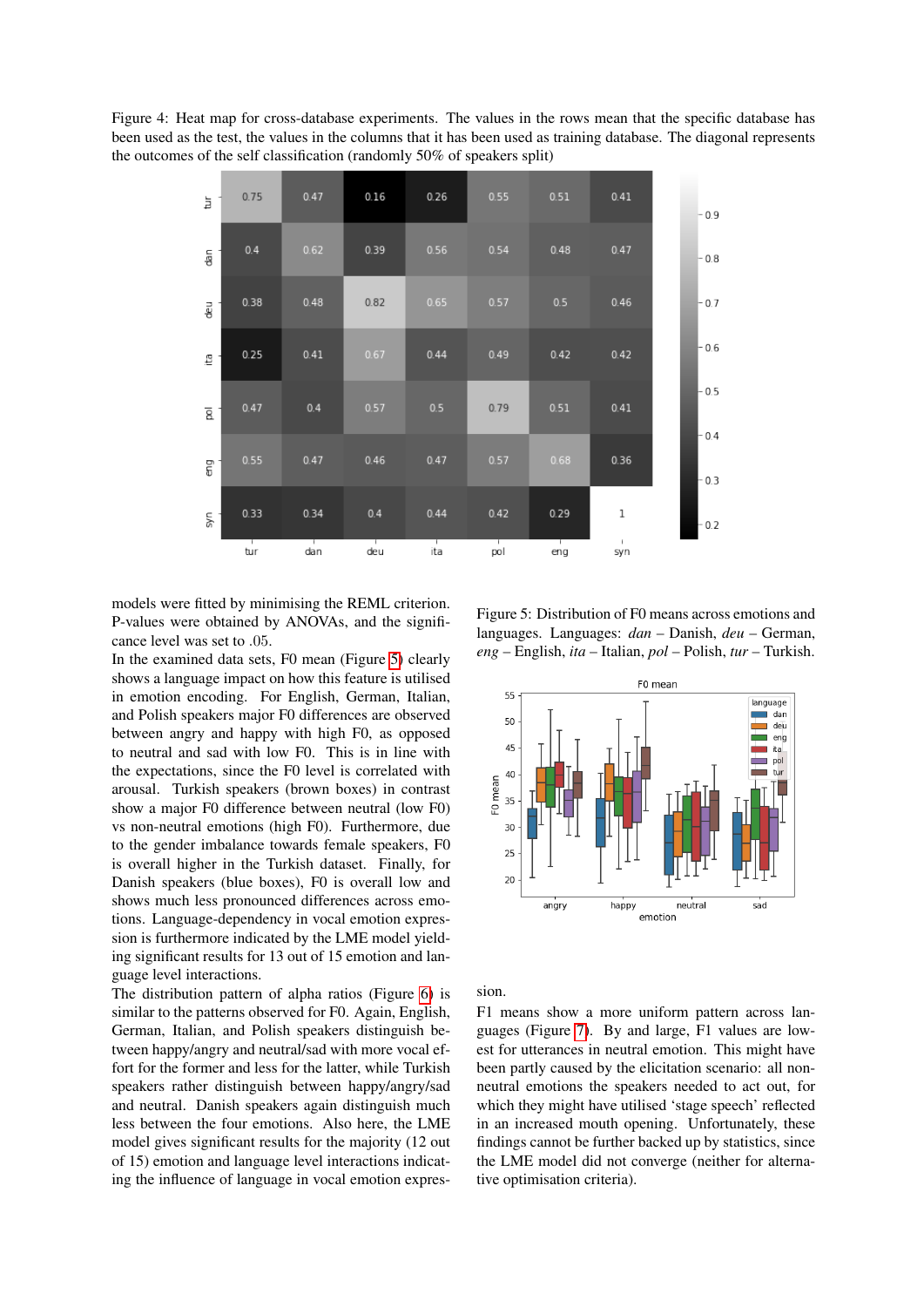Figure 4: Heat map for cross-database experiments. The values in the rows mean that the specific database has been used as the test, the values in the columns that it has been used as training database. The diagonal represents the outcomes of the self classification (randomly 50% of speakers split)

| | tur | dan | deu | ita | pol | eng | syn |
|---|---|---|---|---|---|---|---|
| tur | 0.75 | 0.47 | 0.16 | 0.26 | 0.55 | 0.51 | 0.41 |
| dan | 0.4 | 0.62 | 0.39 | 0.56 | 0.54 | 0.48 | 0.47 |
| deu | 0.38 | 0.48 | 0.82 | 0.65 | 0.57 | 0.5 | 0.46 |
| ita | 0.25 | 0.41 | 0.67 | 0.44 | 0.49 | 0.42 | 0.42 |
| pol | 0.47 | 0.4 | 0.57 | 0.5 | 0.79 | 0.51 | 0.41 |
| eng | 0.55 | 0.47 | 0.46 | 0.47 | 0.57 | 0.68 | 0.36 |
| syn | 0.33 | 0.34 | 0.4 | 0.44 | 0.42 | 0.29 | 1 |

models were fitted by minimising the REML criterion. P-values were obtained by ANOVAs, and the significance level was set to .05.

In the examined data sets, F0 mean (Figure 5) clearly shows a language impact on how this feature is utilised in emotion encoding. For English, German, Italian, and Polish speakers major F0 differences are observed between angry and happy with high F0, as opposed to neutral and sad with low F0. This is in line with the expectations, since the F0 level is correlated with arousal. Turkish speakers (brown boxes) in contrast show a major F0 difference between neutral (low F0) vs non-neutral emotions (high F0). Furthermore, due to the gender imbalance towards female speakers, F0 is overall higher in the Turkish dataset. Finally, for Danish speakers (blue boxes), F0 is overall low and shows much less pronounced differences across emotions. Language-dependency in vocal emotion expression is furthermore indicated by the LME model yielding significant results for 13 out of 15 emotion and language level interactions.

The distribution pattern of alpha ratios (Figure 6) is similar to the patterns observed for F0. Again, English, German, Italian, and Polish speakers distinguish between happy/angry and neutral/sad with more vocal effort for the former and less for the latter, while Turkish speakers rather distinguish between happy/angry/sad and neutral. Danish speakers again distinguish much less between the four emotions. Also here, the LME model gives significant results for the majority (12 out of 15) emotion and language level interactions indicating the influence of language in vocal emotion expression.

Figure 5: Distribution of F0 means across emotions and languages. Languages: *dan* – Danish, *deu* – German, *eng* – English, *ita* – Italian, *pol* – Polish, *tur* – Turkish.

F1 means show a more uniform pattern across languages (Figure 7). By and large, F1 values are lowest for utterances in neutral emotion. This might have been partly caused by the elicitation scenario: all non-neutral emotions the speakers needed to act out, for which they might have utilised 'stage speech' reflected in an increased mouth opening. Unfortunately, these findings cannot be further backed up by statistics, since the LME model did not converge (neither for alternative optimisation criteria).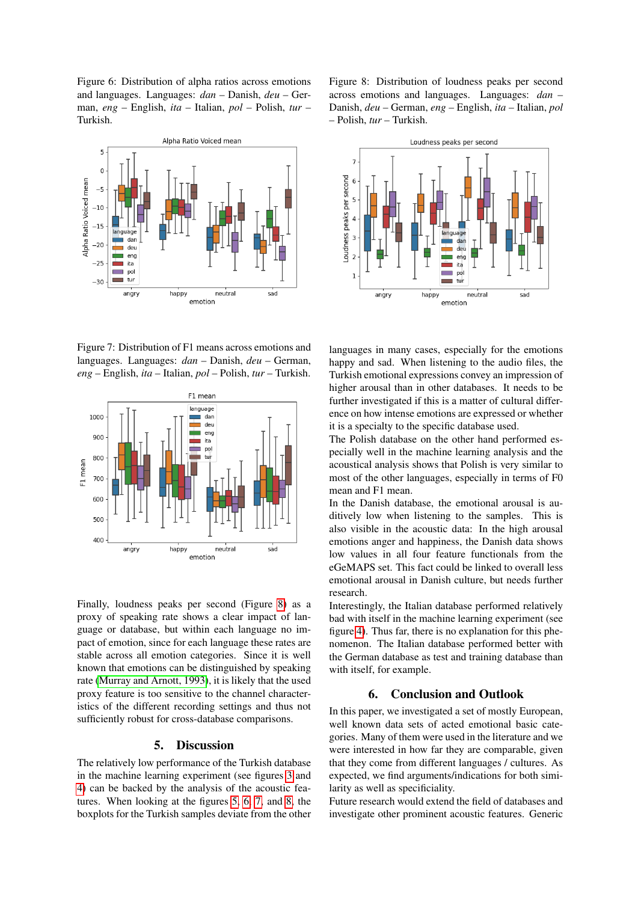Figure 6: Distribution of alpha ratios across emotions and languages. Languages: *dan* – Danish, *deu* – German, *eng* – English, *ita* – Italian, *pol* – Polish, *tur* – Turkish.

Figure 7: Distribution of F1 means across emotions and languages. Languages: *dan* – Danish, *deu* – German, *eng* – English, *ita* – Italian, *pol* – Polish, *tur* – Turkish.

Finally, loudness peaks per second (Figure 8) as a proxy of speaking rate shows a clear impact of language or database, but within each language no impact of emotion, since for each language these rates are stable across all emotion categories. Since it is well known that emotions can be distinguished by speaking rate (Murray and Arnott, 1993), it is likely that the used proxy feature is too sensitive to the channel characteristics of the different recording settings and thus not sufficiently robust for cross-database comparisons.

## 5. Discussion

The relatively low performance of the Turkish database in the machine learning experiment (see figures 3 and 4) can be backed by the analysis of the acoustic features. When looking at the figures 5, 6, 7, and 8, the boxplots for the Turkish samples deviate from the other

Figure 8: Distribution of loudness peaks per second across emotions and languages. Languages: *dan* – Danish, *deu* – German, *eng* – English, *ita* – Italian, *pol* – Polish, *tur* – Turkish.

languages in many cases, especially for the emotions happy and sad. When listening to the audio files, the Turkish emotional expressions convey an impression of higher arousal than in other databases. It needs to be further investigated if this is a matter of cultural difference on how intense emotions are expressed or whether it is a specialty to the specific database used.

The Polish database on the other hand performed especially well in the machine learning analysis and the acoustical analysis shows that Polish is very similar to most of the other languages, especially in terms of F0 mean and F1 mean.

In the Danish database, the emotional arousal is auditively low when listening to the samples. This is also visible in the acoustic data: In the high arousal emotions anger and happiness, the Danish data shows low values in all four feature functionals from the eGeMAPS set. This fact could be linked to overall less emotional arousal in Danish culture, but needs further research.

Interestingly, the Italian database performed relatively bad with itself in the machine learning experiment (see figure 4). Thus far, there is no explanation for this phenomenon. The Italian database performed better with the German database as test and training database than with itself, for example.

## 6. Conclusion and Outlook

In this paper, we investigated a set of mostly European, well known data sets of acted emotional basic categories. Many of them were used in the literature and we were interested in how far they are comparable, given that they come from different languages / cultures. As expected, we find arguments/indications for both similarity as well as specificiality.

Future research would extend the field of databases and investigate other prominent acoustic features. Generic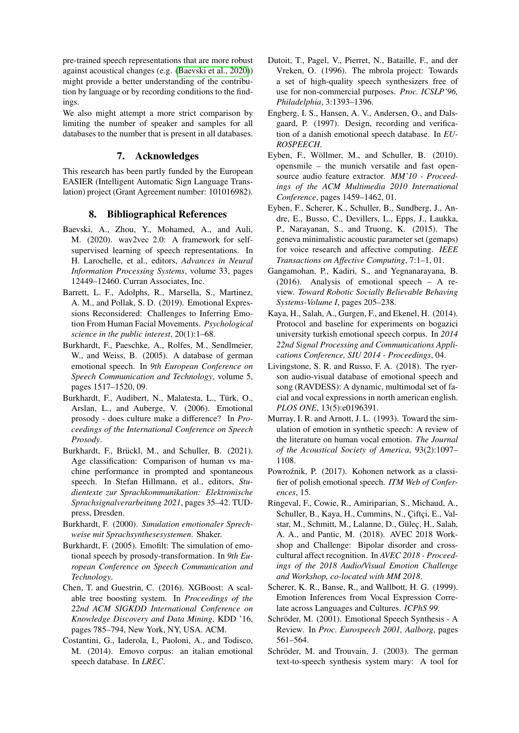pre-trained speech representations that are more robust against acoustical changes (e.g. (Baevski et al., 2020)) might provide a better understanding of the contribution by language or by recording conditions to the findings.

We also might attempt a more strict comparison by limiting the number of speaker and samples for all databases to the number that is present in all databases.

## 7. Acknowledges

This research has been partly funded by the European EASIER (Intelligent Automatic Sign Language Translation) project (Grant Agreement number: 101016982).

## 8. Bibliographical References

Baevski, A., Zhou, Y., Mohamed, A., and Auli, M. (2020). wav2vec 2.0: A framework for self-supervised learning of speech representations. In H. Larochelle, et al., editors, *Advances in Neural Information Processing Systems*, volume 33, pages 12449–12460. Curran Associates, Inc.

Barrett, L. F., Adolphs, R., Marsella, S., Martinez, A. M., and Pollak, S. D. (2019). Emotional Expressions Reconsidered: Challenges to Inferring Emotion From Human Facial Movements. *Psychological science in the public interest*, 20(1):1–68.

Burkhardt, F., Paeschke, A., Rolfes, M., Sendlmeier, W., and Weiss, B. (2005). A database of german emotional speech. In *9th European Conference on Speech Communication and Technology*, volume 5, pages 1517–1520, 09.

Burkhardt, F., Audibert, N., Malatesta, L., Türk, O., Arslan, L., and Auberge, V. (2006). Emotional prosody - does culture make a difference? In *Proceedings of the International Conference on Speech Prosody*.

Burkhardt, F., Brückl, M., and Schuller, B. (2021). Age classification: Comparison of human vs machine performance in prompted and spontaneous speech. In Stefan Hillmann, et al., editors, *Studientexte zur Sprachkommunikation: Elektronische Sprachsignalverarbeitung 2021*, pages 35–42. TUDpress, Dresden.

Burkhardt, F. (2000). *Simulation emotionaler Sprechweise mit Sprachsynthesesystemen*. Shaker.

Burkhardt, F. (2005). Emofilt: The simulation of emotional speech by prosody-transformation. In *9th European Conference on Speech Communication and Technology*.

Chen, T. and Guestrin, C. (2016). XGBoost: A scalable tree boosting system. In *Proceedings of the 22nd ACM SIGKDD International Conference on Knowledge Discovery and Data Mining*, KDD '16, pages 785–794, New York, NY, USA. ACM.

Costantini, G., Iaderola, I., Paoloni, A., and Todisco, M. (2014). Emovo corpus: an italian emotional speech database. In *LREC*.

Dutoit, T., Pagel, V., Pierret, N., Bataille, F., and der Vreken, O. (1996). The mbrola project: Towards a set of high-quality speech synthesizers free of use for non-commercial purposes. *Proc. ICSLP'96, Philadelphia*, 3:1393–1396.

Engberg, I. S., Hansen, A. V., Andersen, O., and Dalsgaard, P. (1997). Design, recording and verification of a danish emotional speech database. In *EUROSPEECH*.

Eyben, F., Wöllmer, M., and Schuller, B. (2010). opensmile – the munich versatile and fast open-source audio feature extractor. *MM'10 - Proceedings of the ACM Multimedia 2010 International Conference*, pages 1459–1462, 01.

Eyben, F., Scherer, K., Schuller, B., Sundberg, J., Andre, E., Busso, C., Devillers, L., Epps, J., Laukka, P., Narayanan, S., and Truong, K. (2015). The geneva minimalistic acoustic parameter set (gemaps) for voice research and affective computing. *IEEE Transactions on Affective Computing*, 7:1–1, 01.

Gangamohan, P., Kadiri, S., and Yegnanarayana, B. (2016). Analysis of emotional speech – A review. *Toward Robotic Socially Believable Behaving Systems-Volume I*, pages 205–238.

Kaya, H., Salah, A., Gurgen, F., and Ekenel, H. (2014). Protocol and baseline for experiments on bogazici university turkish emotional speech corpus. In *2014 22nd Signal Processing and Communications Applications Conference, SIU 2014 - Proceedings*, 04.

Livingstone, S. R. and Russo, F. A. (2018). The ryerson audio-visual database of emotional speech and song (RAVDESS): A dynamic, multimodal set of facial and vocal expressions in north american english. *PLOS ONE*, 13(5):e0196391.

Murray, I. R. and Arnott, J. L. (1993). Toward the simulation of emotion in synthetic speech: A review of the literature on human vocal emotion. *The Journal of the Acoustical Society of America*, 93(2):1097–1108.

Powroźnik, P. (2017). Kohonen network as a classifier of polish emotional speech. *ITM Web of Conferences*, 15.

Ringeval, F., Cowie, R., Amiriparian, S., Michaud, A., Schuller, B., Kaya, H., Cummins, N., Çiftçi, E., Valstar, M., Schmitt, M., Lalanne, D., Güleç, H., Salah, A. A., and Pantic, M. (2018). AVEC 2018 Workshop and Challenge: Bipolar disorder and cross-cultural affect recognition. In *AVEC 2018 - Proceedings of the 2018 Audio/Visual Emotion Challenge and Workshop, co-located with MM 2018*.

Scherer, K. R., Banse, R., and Wallbott, H. G. (1999). Emotion Inferences from Vocal Expression Correlate across Languages and Cultures. *ICPhS 99*.

Schröder, M. (2001). Emotional Speech Synthesis - A Review. In *Proc. Eurospeech 2001, Aalborg*, pages 561–564.

Schröder, M. and Trouvain, J. (2003). The german text-to-speech synthesis system mary: A tool for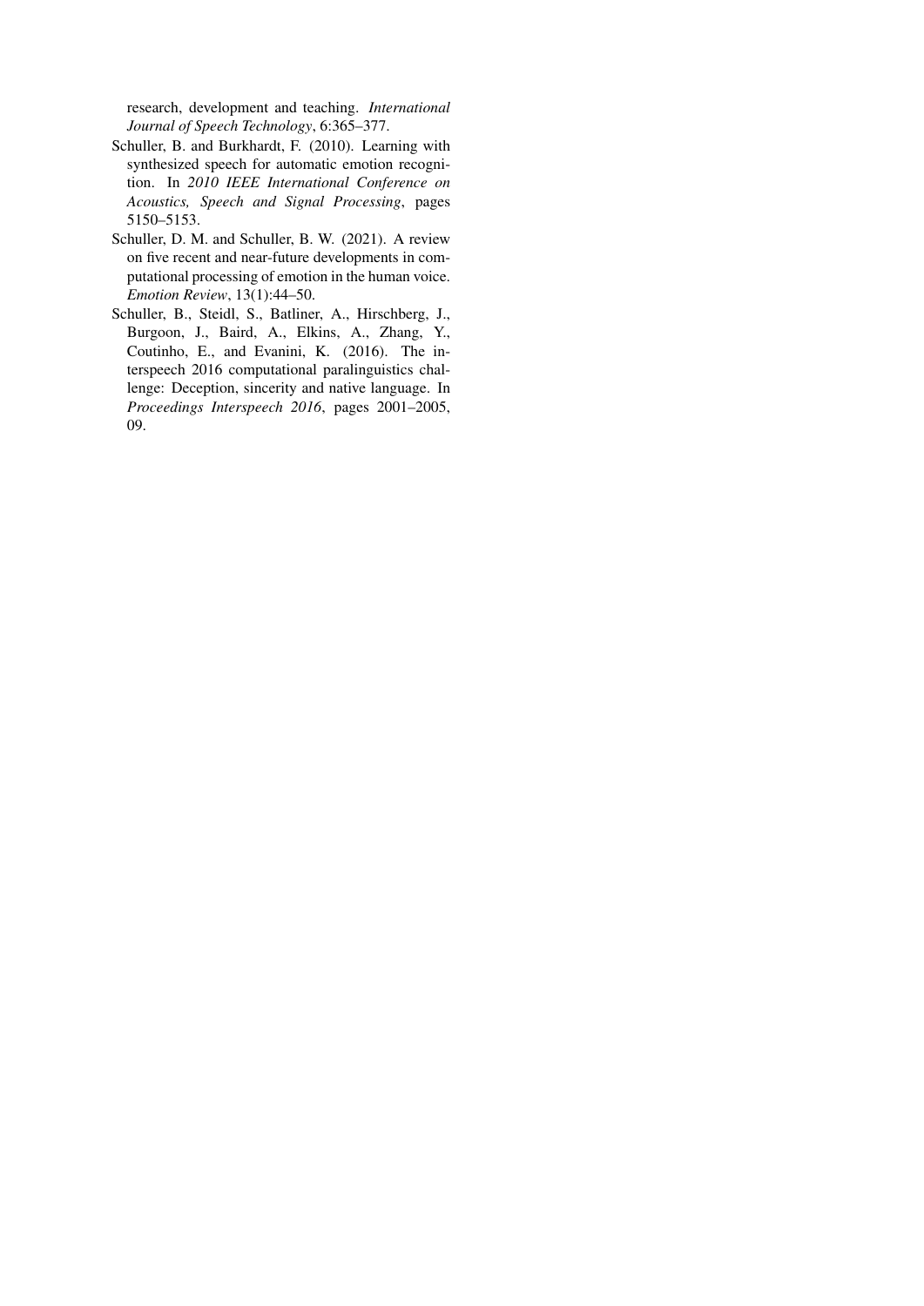research, development and teaching. *International Journal of Speech Technology*, 6:365–377.

Schuller, B. and Burkhardt, F. (2010). Learning with synthesized speech for automatic emotion recognition. In *2010 IEEE International Conference on Acoustics, Speech and Signal Processing*, pages 5150–5153.

Schuller, D. M. and Schuller, B. W. (2021). A review on five recent and near-future developments in computational processing of emotion in the human voice. *Emotion Review*, 13(1):44–50.

Schuller, B., Steidl, S., Batliner, A., Hirschberg, J., Burgoon, J., Baird, A., Elkins, A., Zhang, Y., Coutinho, E., and Evanini, K. (2016). The interspeech 2016 computational paralinguistics challenge: Deception, sincerity and native language. In *Proceedings Interspeech 2016*, pages 2001–2005, 09.